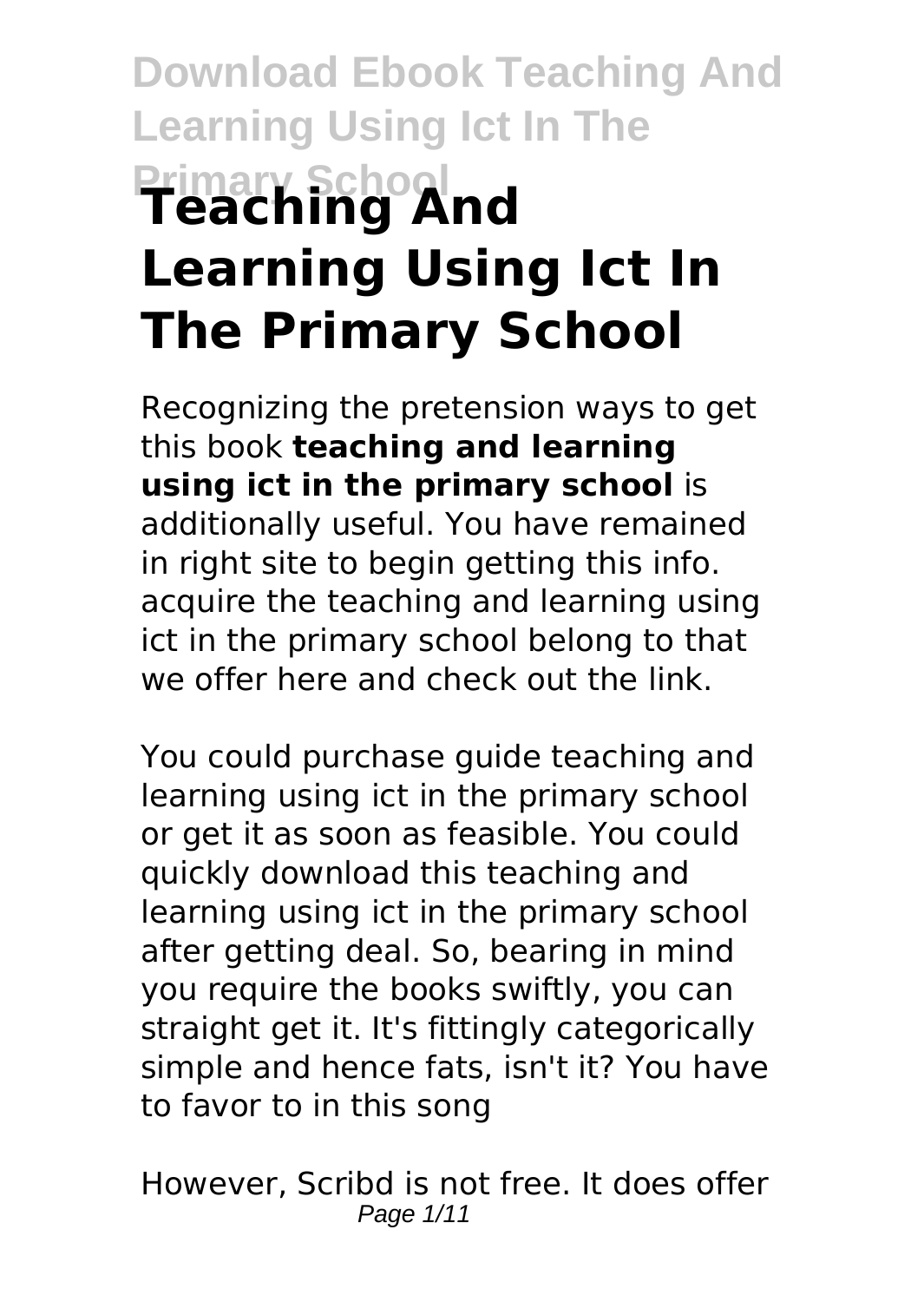# Teaching And Learning Using Ict In The Primary School

Recognizing the pretension ways to get this book **teaching and learning using ict in the primary school** is additionally useful. You have remained in right site to begin getting this info. acquire the teaching and learning using ict in the primary school belong to that we offer here and check out the link.

You could purchase guide teaching and learning using ict in the primary school or get it as soon as feasible. You could quickly download this teaching and learning using ict in the primary school after getting deal. So, bearing in mind you require the books swiftly, you can straight get it. It's fittingly categorically simple and hence fats, isn't it? You have to favor to in this song

However, Scribd is not free. It does offer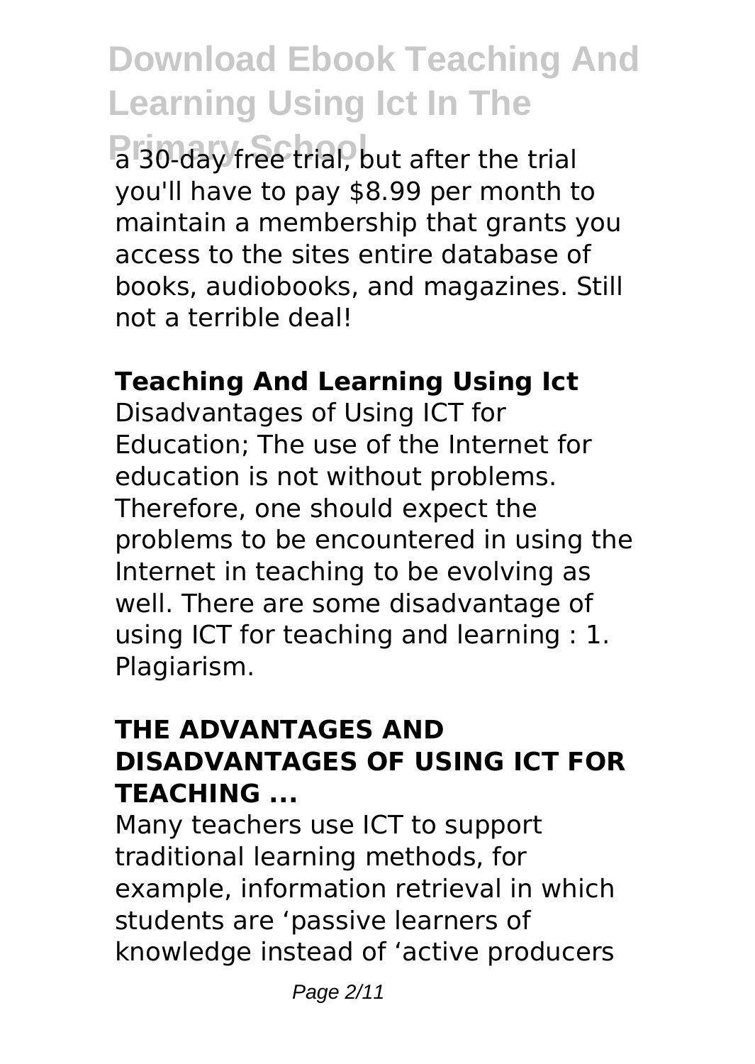a 30-day free trial, but after the trial you'll have to pay $8.99 per month to maintain a membership that grants you access to the sites entire database of books, audiobooks, and magazines. Still not a terrible deal!

## Teaching And Learning Using Ict

Disadvantages of Using ICT for Education; The use of the Internet for education is not without problems. Therefore, one should expect the problems to be encountered in using the Internet in teaching to be evolving as well. There are some disadvantage of using ICT for teaching and learning : 1. Plagiarism.

## THE ADVANTAGES AND DISADVANTAGES OF USING ICT FOR TEACHING ...

Many teachers use ICT to support traditional learning methods, for example, information retrieval in which students are 'passive learners of knowledge instead of 'active producers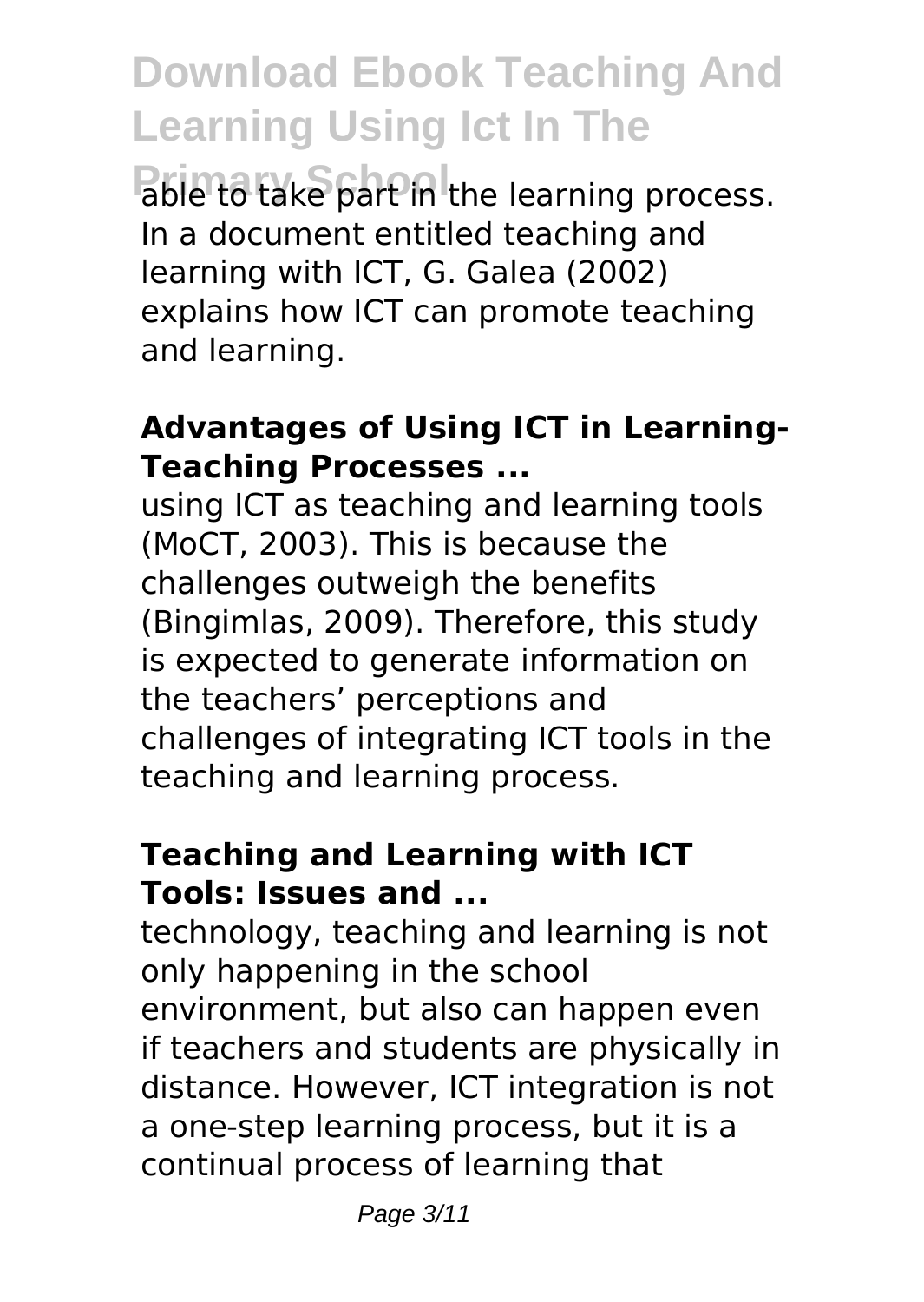able to take part in the learning process. In a document entitled teaching and learning with ICT, G. Galea (2002) explains how ICT can promote teaching and learning.

### **Advantages of Using ICT in Learning-Teaching Processes ...**

using ICT as teaching and learning tools (MoCT, 2003). This is because the challenges outweigh the benefits (Bingimlas, 2009). Therefore, this study is expected to generate information on the teachers' perceptions and challenges of integrating ICT tools in the teaching and learning process.

### **Teaching and Learning with ICT Tools: Issues and ...**

technology, teaching and learning is not only happening in the school environment, but also can happen even if teachers and students are physically in distance. However, ICT integration is not a one-step learning process, but it is a continual process of learning that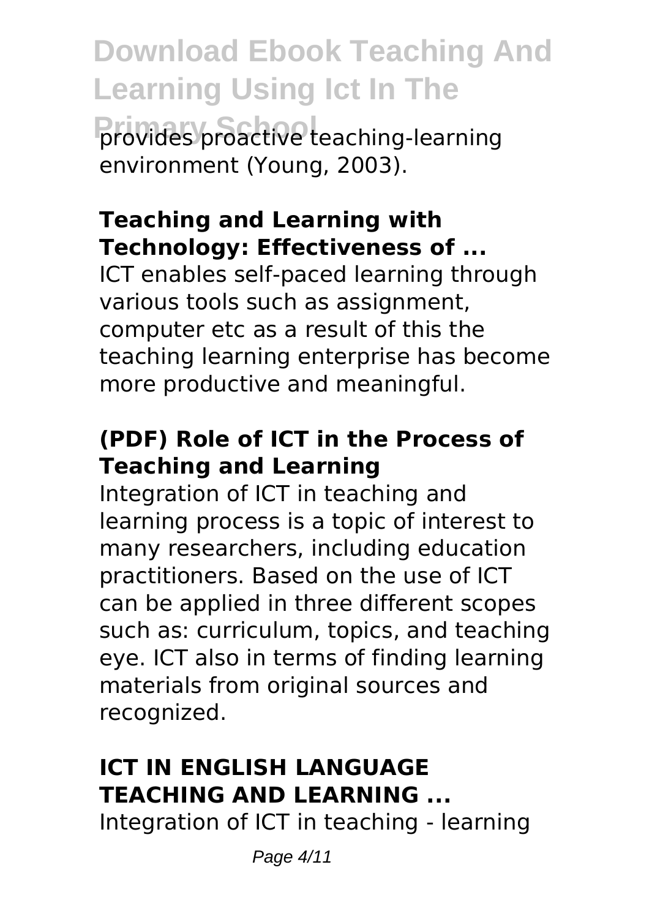provides proactive teaching-learning environment (Young, 2003).

### Teaching and Learning with Technology: Effectiveness of ...

ICT enables self-paced learning through various tools such as assignment, computer etc as a result of this the teaching learning enterprise has become more productive and meaningful.

### (PDF) Role of ICT in the Process of Teaching and Learning

Integration of ICT in teaching and learning process is a topic of interest to many researchers, including education practitioners. Based on the use of ICT can be applied in three different scopes such as: curriculum, topics, and teaching eye. ICT also in terms of finding learning materials from original sources and recognized.

### ICT IN ENGLISH LANGUAGE TEACHING AND LEARNING ...

Integration of ICT in teaching - learning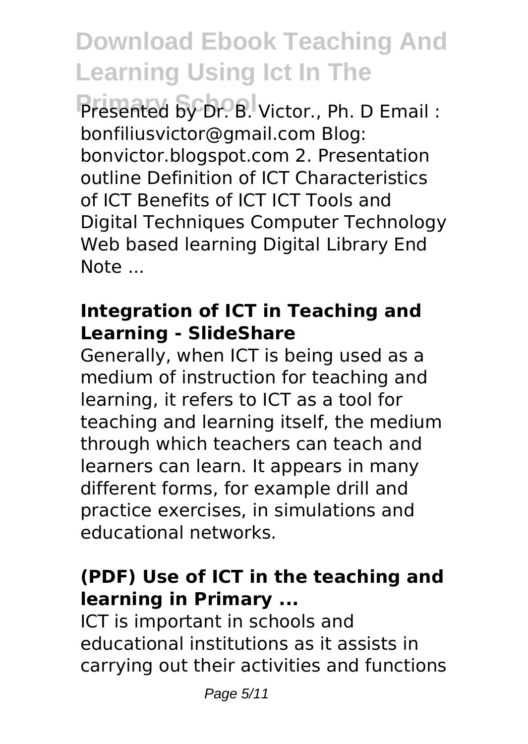Presented by Dr. B. Victor., Ph. D Email : bonfiliusvictor@gmail.com Blog: bonvictor.blogspot.com 2. Presentation outline Definition of ICT Characteristics of ICT Benefits of ICT ICT Tools and Digital Techniques Computer Technology Web based learning Digital Library End Note ...

### Integration of ICT in Teaching and Learning - SlideShare

Generally, when ICT is being used as a medium of instruction for teaching and learning, it refers to ICT as a tool for teaching and learning itself, the medium through which teachers can teach and learners can learn. It appears in many different forms, for example drill and practice exercises, in simulations and educational networks.

### (PDF) Use of ICT in the teaching and learning in Primary ...

ICT is important in schools and educational institutions as it assists in carrying out their activities and functions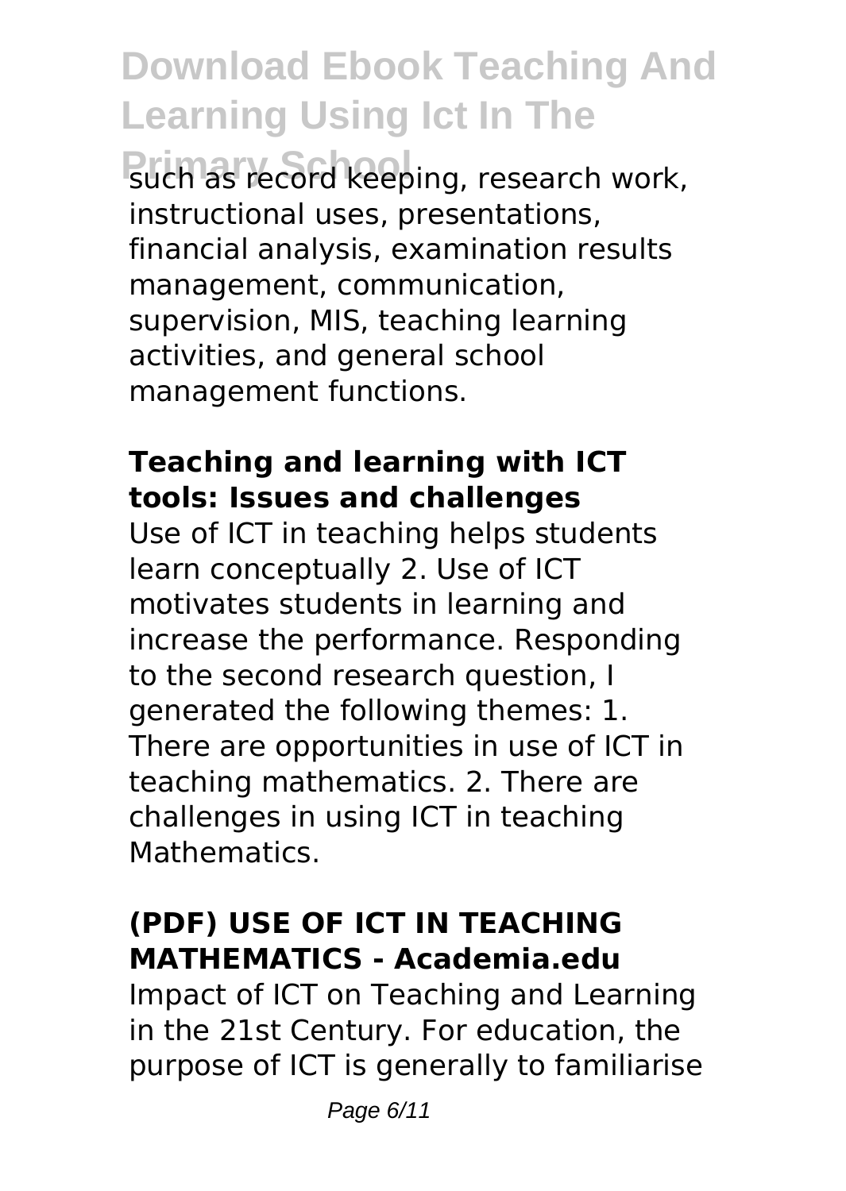such as record keeping, research work, instructional uses, presentations, financial analysis, examination results management, communication, supervision, MIS, teaching learning activities, and general school management functions.

## Teaching and learning with ICT tools: Issues and challenges

Use of ICT in teaching helps students learn conceptually 2. Use of ICT motivates students in learning and increase the performance. Responding to the second research question, I generated the following themes: 1. There are opportunities in use of ICT in teaching mathematics. 2. There are challenges in using ICT in teaching Mathematics.

## (PDF) USE OF ICT IN TEACHING MATHEMATICS - Academia.edu

Impact of ICT on Teaching and Learning in the 21st Century. For education, the purpose of ICT is generally to familiarise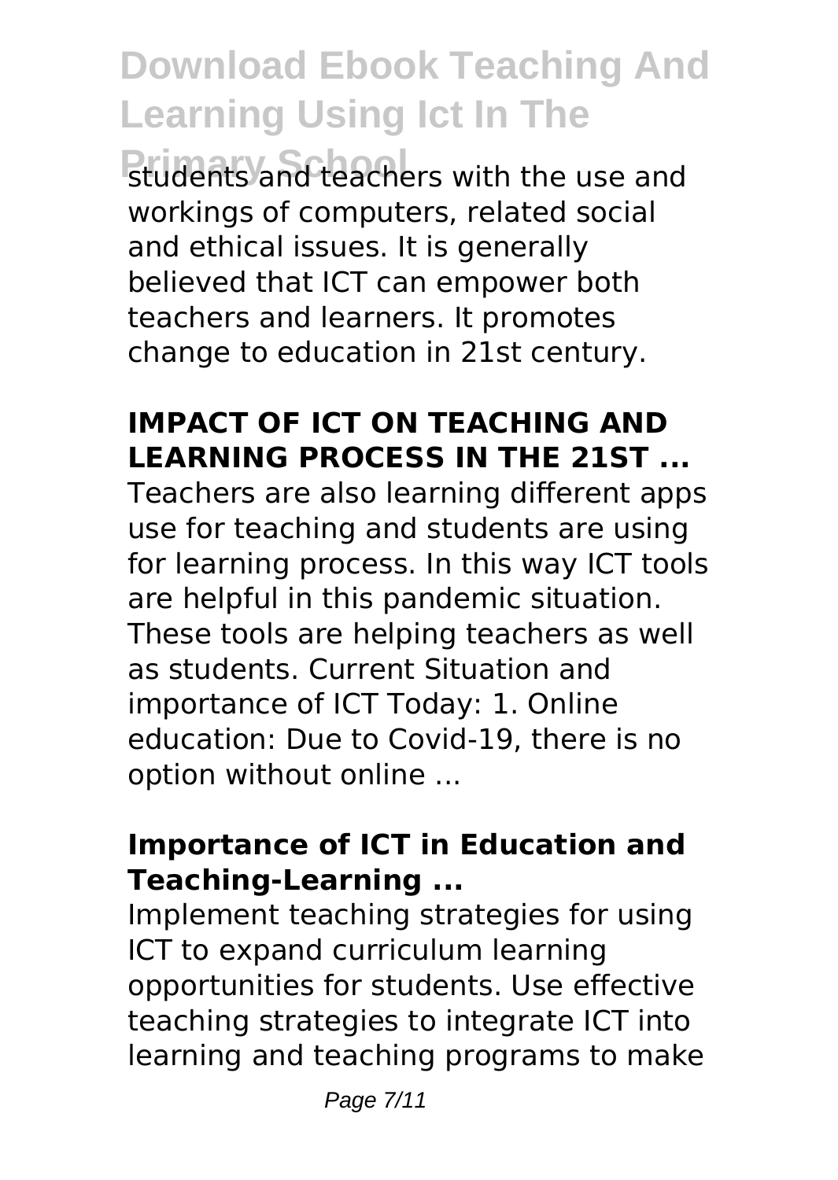students and teachers with the use and workings of computers, related social and ethical issues. It is generally believed that ICT can empower both teachers and learners. It promotes change to education in 21st century.

## IMPACT OF ICT ON TEACHING AND LEARNING PROCESS IN THE 21ST ...

Teachers are also learning different apps use for teaching and students are using for learning process. In this way ICT tools are helpful in this pandemic situation. These tools are helping teachers as well as students. Current Situation and importance of ICT Today: 1. Online education: Due to Covid-19, there is no option without online ...

## Importance of ICT in Education and Teaching-Learning ...

Implement teaching strategies for using ICT to expand curriculum learning opportunities for students. Use effective teaching strategies to integrate ICT into learning and teaching programs to make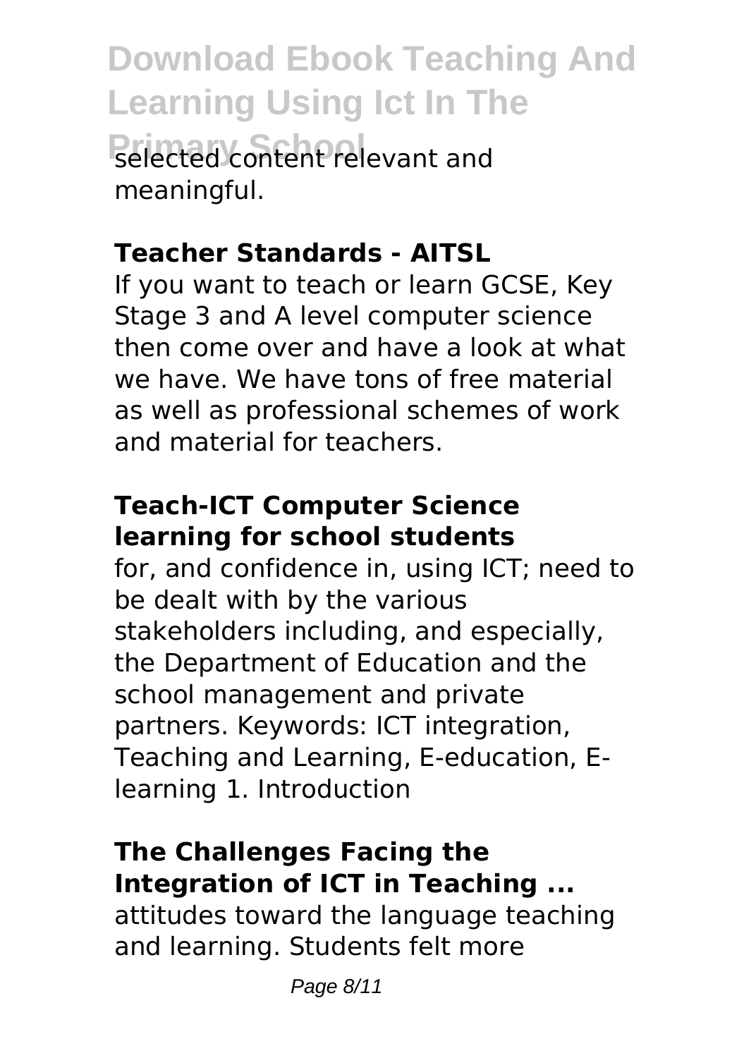selected content relevant and meaningful.

**Teacher Standards - AITSL**

If you want to teach or learn GCSE, Key Stage 3 and A level computer science then come over and have a look at what we have. We have tons of free material as well as professional schemes of work and material for teachers.

**Teach-ICT Computer Science learning for school students**

for, and confidence in, using ICT; need to be dealt with by the various stakeholders including, and especially, the Department of Education and the school management and private partners. Keywords: ICT integration, Teaching and Learning, E-education, E-learning 1. Introduction

**The Challenges Facing the Integration of ICT in Teaching ...**

attitudes toward the language teaching and learning. Students felt more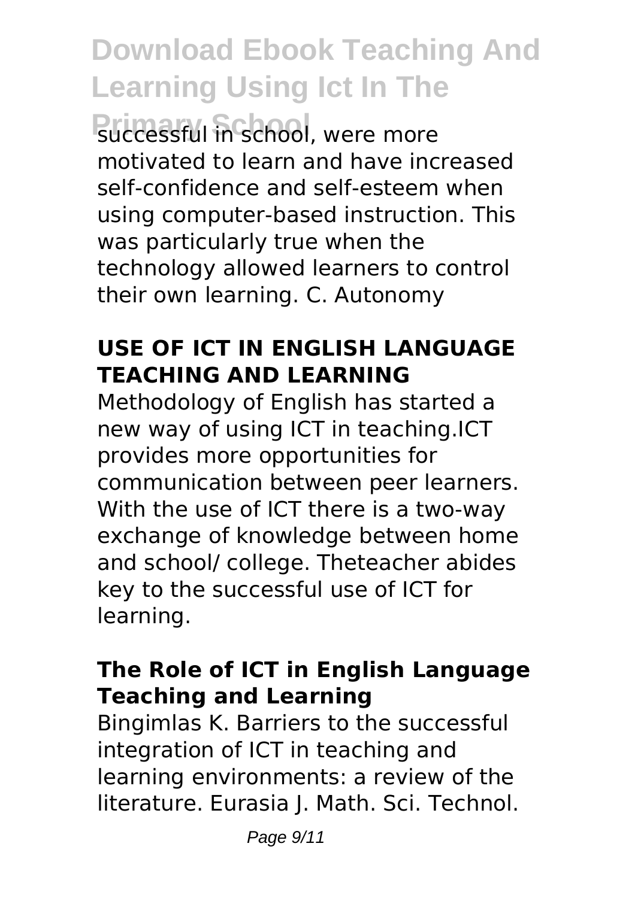successful in school, were more motivated to learn and have increased self-confidence and self-esteem when using computer-based instruction. This was particularly true when the technology allowed learners to control their own learning. C. Autonomy

### USE OF ICT IN ENGLISH LANGUAGE TEACHING AND LEARNING

Methodology of English has started a new way of using ICT in teaching.ICT provides more opportunities for communication between peer learners. With the use of ICT there is a two-way exchange of knowledge between home and school/ college. Theteacher abides key to the successful use of ICT for learning.

### The Role of ICT in English Language Teaching and Learning

Bingimlas K. Barriers to the successful integration of ICT in teaching and learning environments: a review of the literature. Eurasia J. Math. Sci. Technol.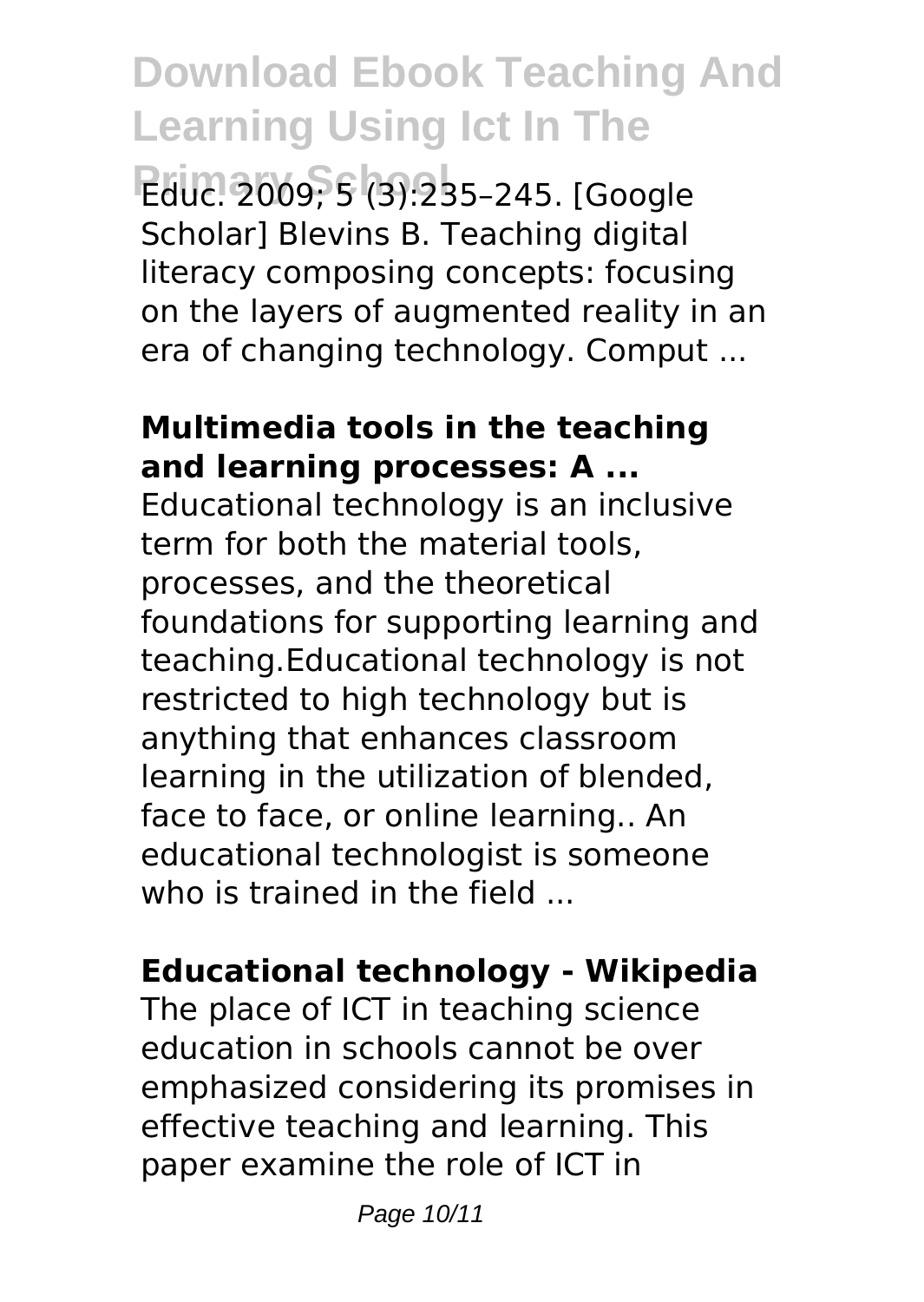Educ. 2009; 5 (3):235–245. [Google Scholar] Blevins B. Teaching digital literacy composing concepts: focusing on the layers of augmented reality in an era of changing technology. Comput ...

**Multimedia tools in the teaching and learning processes: A ...**

Educational technology is an inclusive term for both the material tools, processes, and the theoretical foundations for supporting learning and teaching.Educational technology is not restricted to high technology but is anything that enhances classroom learning in the utilization of blended, face to face, or online learning.. An educational technologist is someone who is trained in the field ...

**Educational technology - Wikipedia**

The place of ICT in teaching science education in schools cannot be over emphasized considering its promises in effective teaching and learning. This paper examine the role of ICT in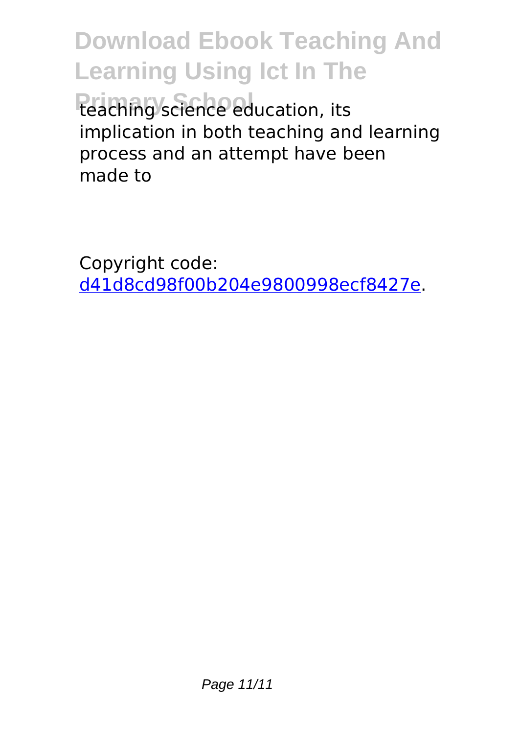teaching science education, its implication in both teaching and learning process and an attempt have been made to

Copyright code: d41d8cd98f00b204e9800998ecf8427e.